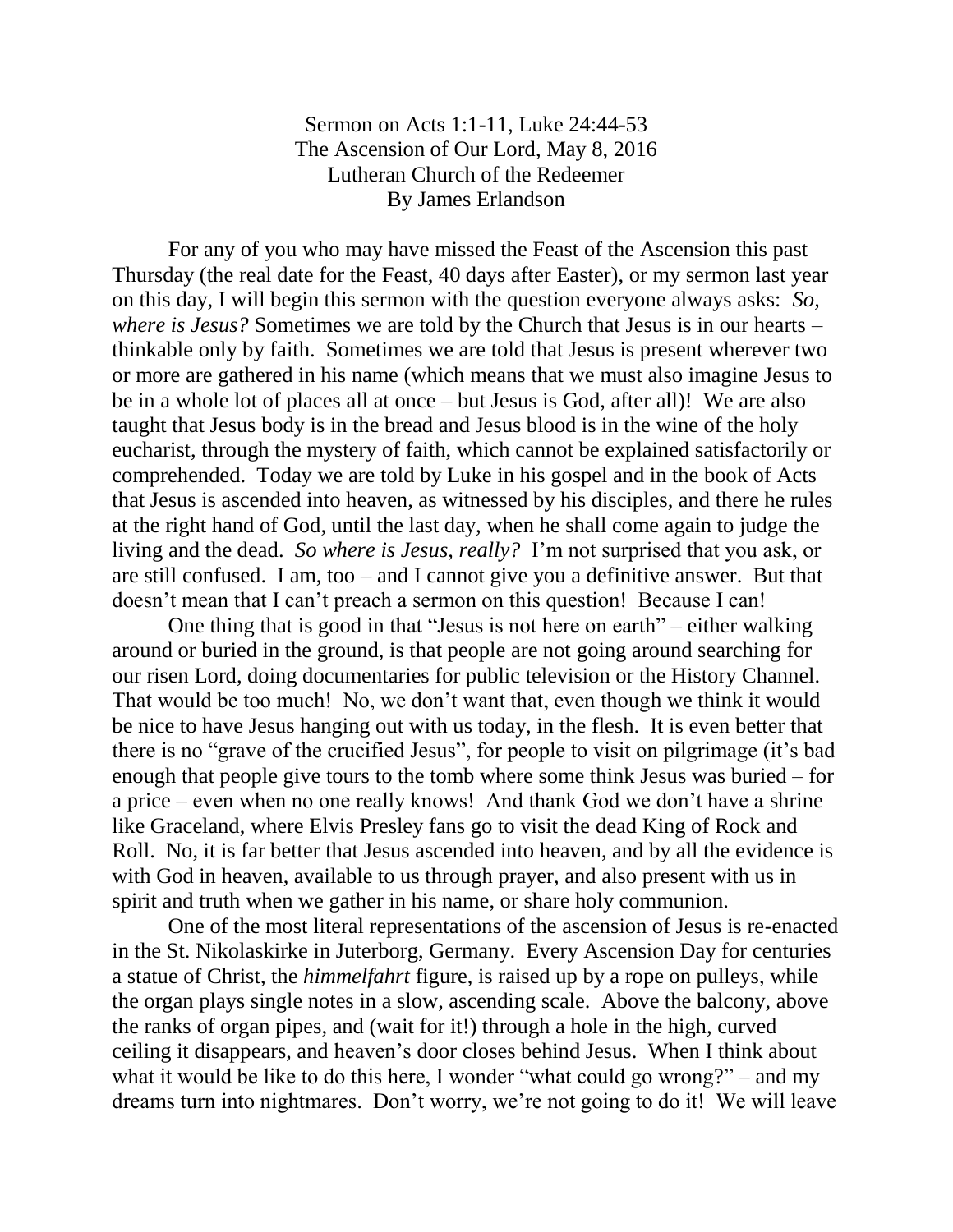Sermon on Acts 1:1-11, Luke 24:44-53
The Ascension of Our Lord, May 8, 2016
Lutheran Church of the Redeemer
By James Erlandson

For any of you who may have missed the Feast of the Ascension this past Thursday (the real date for the Feast, 40 days after Easter), or my sermon last year on this day, I will begin this sermon with the question everyone always asks: *So, where is Jesus?* Sometimes we are told by the Church that Jesus is in our hearts – thinkable only by faith. Sometimes we are told that Jesus is present wherever two or more are gathered in his name (which means that we must also imagine Jesus to be in a whole lot of places all at once – but Jesus is God, after all)! We are also taught that Jesus body is in the bread and Jesus blood is in the wine of the holy eucharist, through the mystery of faith, which cannot be explained satisfactorily or comprehended. Today we are told by Luke in his gospel and in the book of Acts that Jesus is ascended into heaven, as witnessed by his disciples, and there he rules at the right hand of God, until the last day, when he shall come again to judge the living and the dead. *So where is Jesus, really?* I'm not surprised that you ask, or are still confused. I am, too – and I cannot give you a definitive answer. But that doesn't mean that I can't preach a sermon on this question! Because I can!

One thing that is good in that "Jesus is not here on earth" – either walking around or buried in the ground, is that people are not going around searching for our risen Lord, doing documentaries for public television or the History Channel. That would be too much! No, we don't want that, even though we think it would be nice to have Jesus hanging out with us today, in the flesh. It is even better that there is no "grave of the crucified Jesus", for people to visit on pilgrimage (it's bad enough that people give tours to the tomb where some think Jesus was buried – for a price – even when no one really knows! And thank God we don't have a shrine like Graceland, where Elvis Presley fans go to visit the dead King of Rock and Roll. No, it is far better that Jesus ascended into heaven, and by all the evidence is with God in heaven, available to us through prayer, and also present with us in spirit and truth when we gather in his name, or share holy communion.

One of the most literal representations of the ascension of Jesus is re-enacted in the St. Nikolaskirke in Juterborg, Germany. Every Ascension Day for centuries a statue of Christ, the *himmelfahrt* figure, is raised up by a rope on pulleys, while the organ plays single notes in a slow, ascending scale. Above the balcony, above the ranks of organ pipes, and (wait for it!) through a hole in the high, curved ceiling it disappears, and heaven's door closes behind Jesus. When I think about what it would be like to do this here, I wonder "what could go wrong?" – and my dreams turn into nightmares. Don't worry, we're not going to do it! We will leave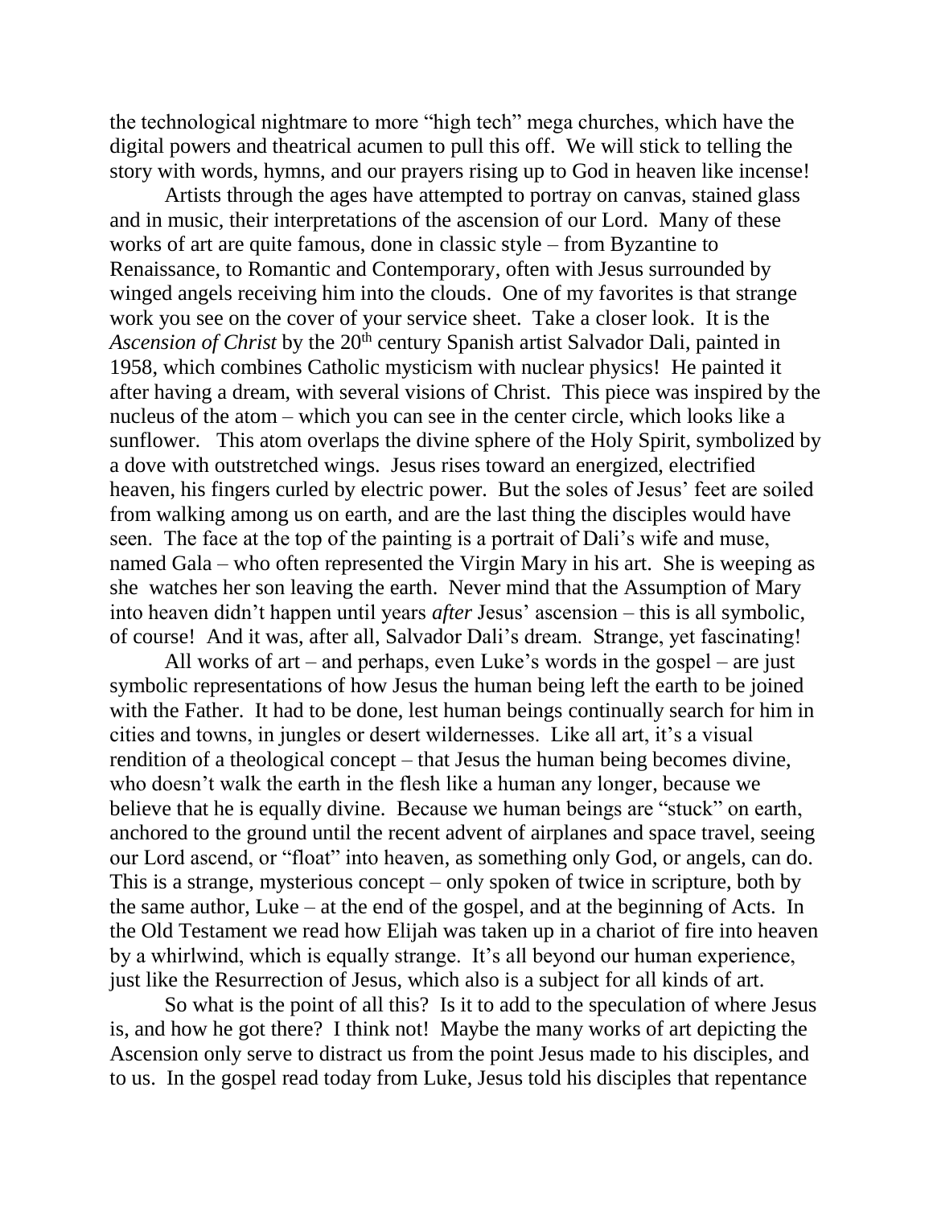the technological nightmare to more "high tech" mega churches, which have the digital powers and theatrical acumen to pull this off. We will stick to telling the story with words, hymns, and our prayers rising up to God in heaven like incense!

Artists through the ages have attempted to portray on canvas, stained glass and in music, their interpretations of the ascension of our Lord. Many of these works of art are quite famous, done in classic style – from Byzantine to Renaissance, to Romantic and Contemporary, often with Jesus surrounded by winged angels receiving him into the clouds. One of my favorites is that strange work you see on the cover of your service sheet. Take a closer look. It is the *Ascension of Christ* by the 20th century Spanish artist Salvador Dali, painted in 1958, which combines Catholic mysticism with nuclear physics! He painted it after having a dream, with several visions of Christ. This piece was inspired by the nucleus of the atom – which you can see in the center circle, which looks like a sunflower. This atom overlaps the divine sphere of the Holy Spirit, symbolized by a dove with outstretched wings. Jesus rises toward an energized, electrified heaven, his fingers curled by electric power. But the soles of Jesus' feet are soiled from walking among us on earth, and are the last thing the disciples would have seen. The face at the top of the painting is a portrait of Dali's wife and muse, named Gala – who often represented the Virgin Mary in his art. She is weeping as she watches her son leaving the earth. Never mind that the Assumption of Mary into heaven didn't happen until years *after* Jesus' ascension – this is all symbolic, of course! And it was, after all, Salvador Dali's dream. Strange, yet fascinating!

All works of art – and perhaps, even Luke's words in the gospel – are just symbolic representations of how Jesus the human being left the earth to be joined with the Father. It had to be done, lest human beings continually search for him in cities and towns, in jungles or desert wildernesses. Like all art, it's a visual rendition of a theological concept – that Jesus the human being becomes divine, who doesn't walk the earth in the flesh like a human any longer, because we believe that he is equally divine. Because we human beings are "stuck" on earth, anchored to the ground until the recent advent of airplanes and space travel, seeing our Lord ascend, or "float" into heaven, as something only God, or angels, can do. This is a strange, mysterious concept – only spoken of twice in scripture, both by the same author, Luke – at the end of the gospel, and at the beginning of Acts. In the Old Testament we read how Elijah was taken up in a chariot of fire into heaven by a whirlwind, which is equally strange. It's all beyond our human experience, just like the Resurrection of Jesus, which also is a subject for all kinds of art.

So what is the point of all this? Is it to add to the speculation of where Jesus is, and how he got there? I think not! Maybe the many works of art depicting the Ascension only serve to distract us from the point Jesus made to his disciples, and to us. In the gospel read today from Luke, Jesus told his disciples that repentance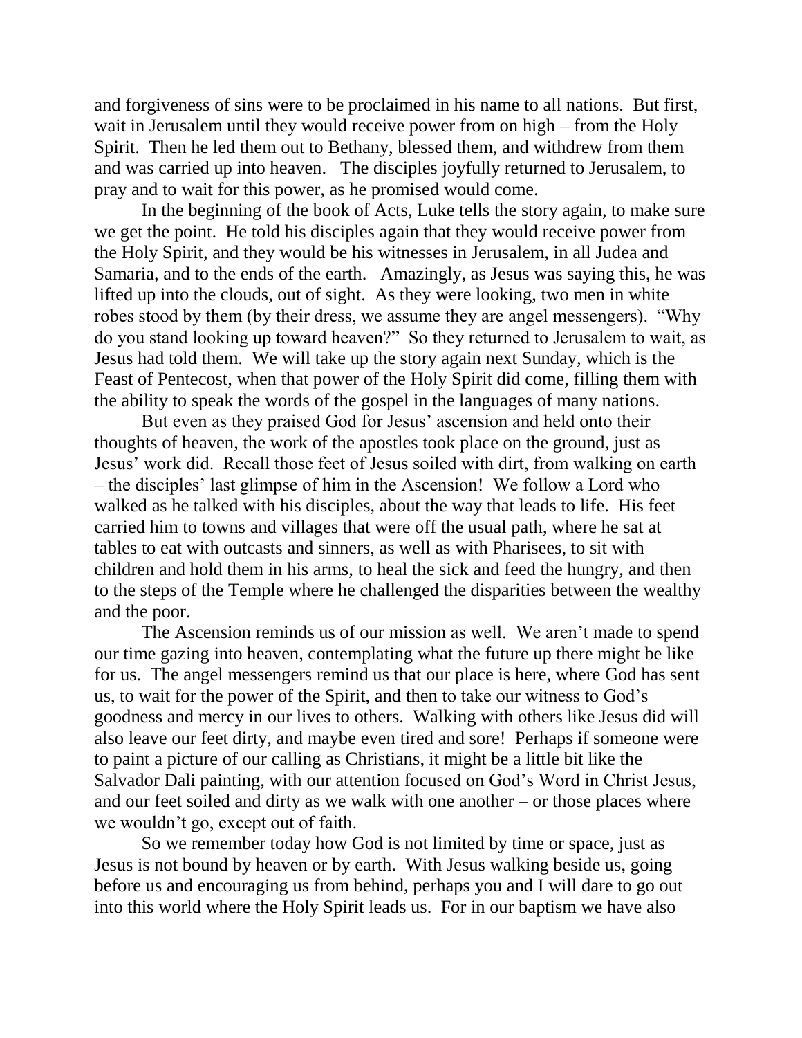and forgiveness of sins were to be proclaimed in his name to all nations. But first, wait in Jerusalem until they would receive power from on high – from the Holy Spirit. Then he led them out to Bethany, blessed them, and withdrew from them and was carried up into heaven. The disciples joyfully returned to Jerusalem, to pray and to wait for this power, as he promised would come.

In the beginning of the book of Acts, Luke tells the story again, to make sure we get the point. He told his disciples again that they would receive power from the Holy Spirit, and they would be his witnesses in Jerusalem, in all Judea and Samaria, and to the ends of the earth. Amazingly, as Jesus was saying this, he was lifted up into the clouds, out of sight. As they were looking, two men in white robes stood by them (by their dress, we assume they are angel messengers). "Why do you stand looking up toward heaven?" So they returned to Jerusalem to wait, as Jesus had told them. We will take up the story again next Sunday, which is the Feast of Pentecost, when that power of the Holy Spirit did come, filling them with the ability to speak the words of the gospel in the languages of many nations.

But even as they praised God for Jesus' ascension and held onto their thoughts of heaven, the work of the apostles took place on the ground, just as Jesus' work did. Recall those feet of Jesus soiled with dirt, from walking on earth – the disciples' last glimpse of him in the Ascension! We follow a Lord who walked as he talked with his disciples, about the way that leads to life. His feet carried him to towns and villages that were off the usual path, where he sat at tables to eat with outcasts and sinners, as well as with Pharisees, to sit with children and hold them in his arms, to heal the sick and feed the hungry, and then to the steps of the Temple where he challenged the disparities between the wealthy and the poor.

The Ascension reminds us of our mission as well. We aren't made to spend our time gazing into heaven, contemplating what the future up there might be like for us. The angel messengers remind us that our place is here, where God has sent us, to wait for the power of the Spirit, and then to take our witness to God's goodness and mercy in our lives to others. Walking with others like Jesus did will also leave our feet dirty, and maybe even tired and sore! Perhaps if someone were to paint a picture of our calling as Christians, it might be a little bit like the Salvador Dali painting, with our attention focused on God's Word in Christ Jesus, and our feet soiled and dirty as we walk with one another – or those places where we wouldn't go, except out of faith.

So we remember today how God is not limited by time or space, just as Jesus is not bound by heaven or by earth. With Jesus walking beside us, going before us and encouraging us from behind, perhaps you and I will dare to go out into this world where the Holy Spirit leads us. For in our baptism we have also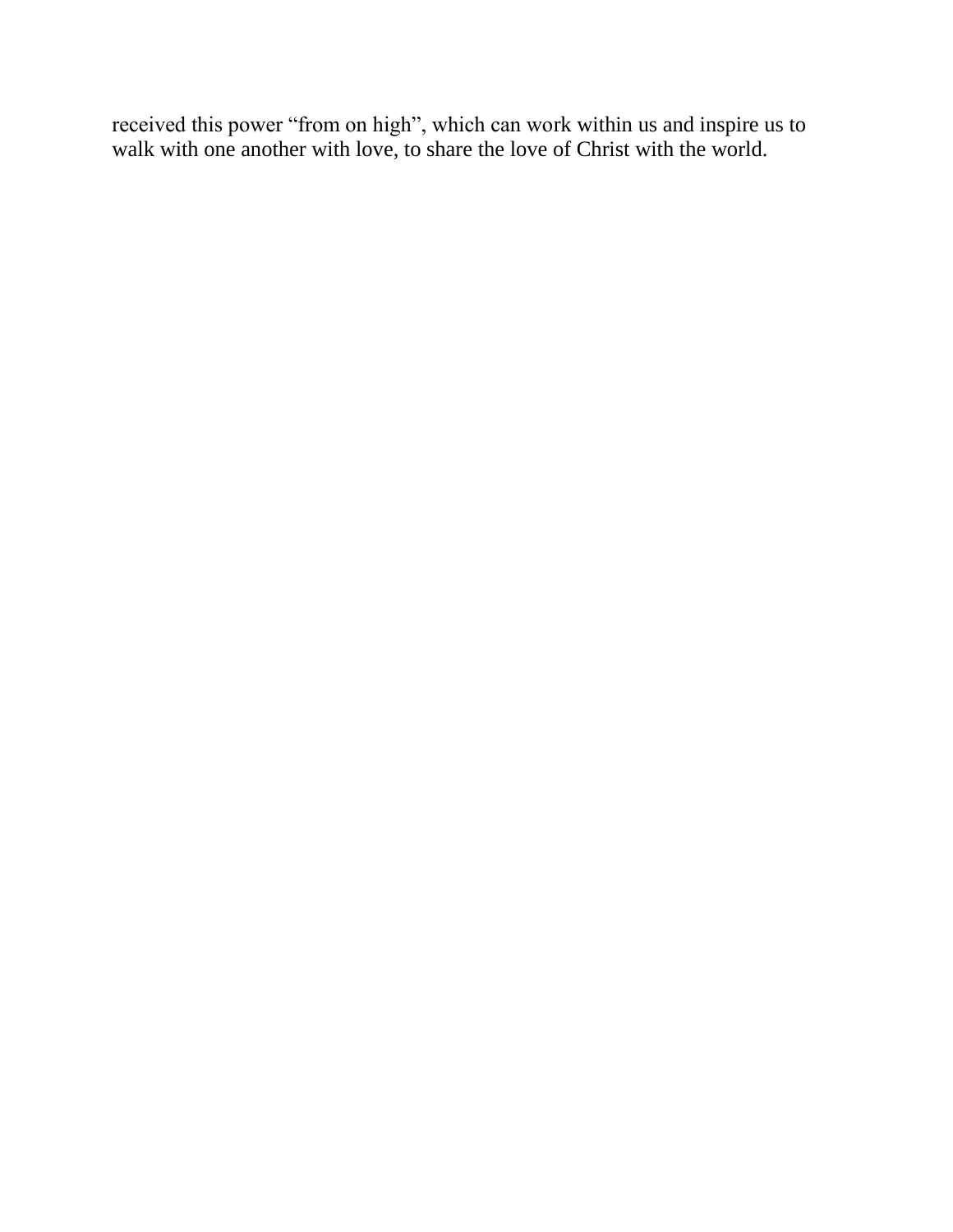received this power “from on high”, which can work within us and inspire us to walk with one another with love, to share the love of Christ with the world.